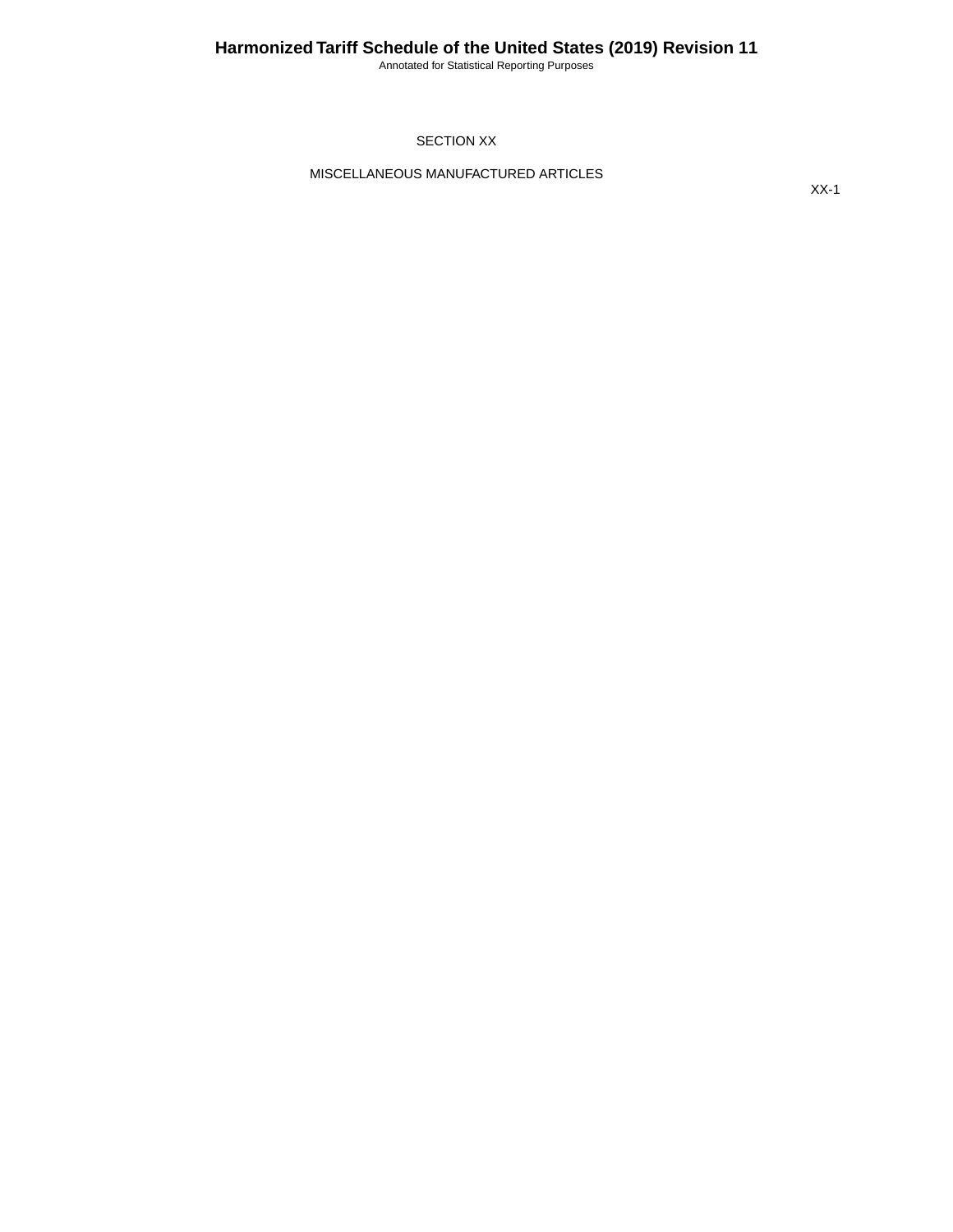# SECTION XX

## MISCELLANEOUS MANUFACTURED ARTICLES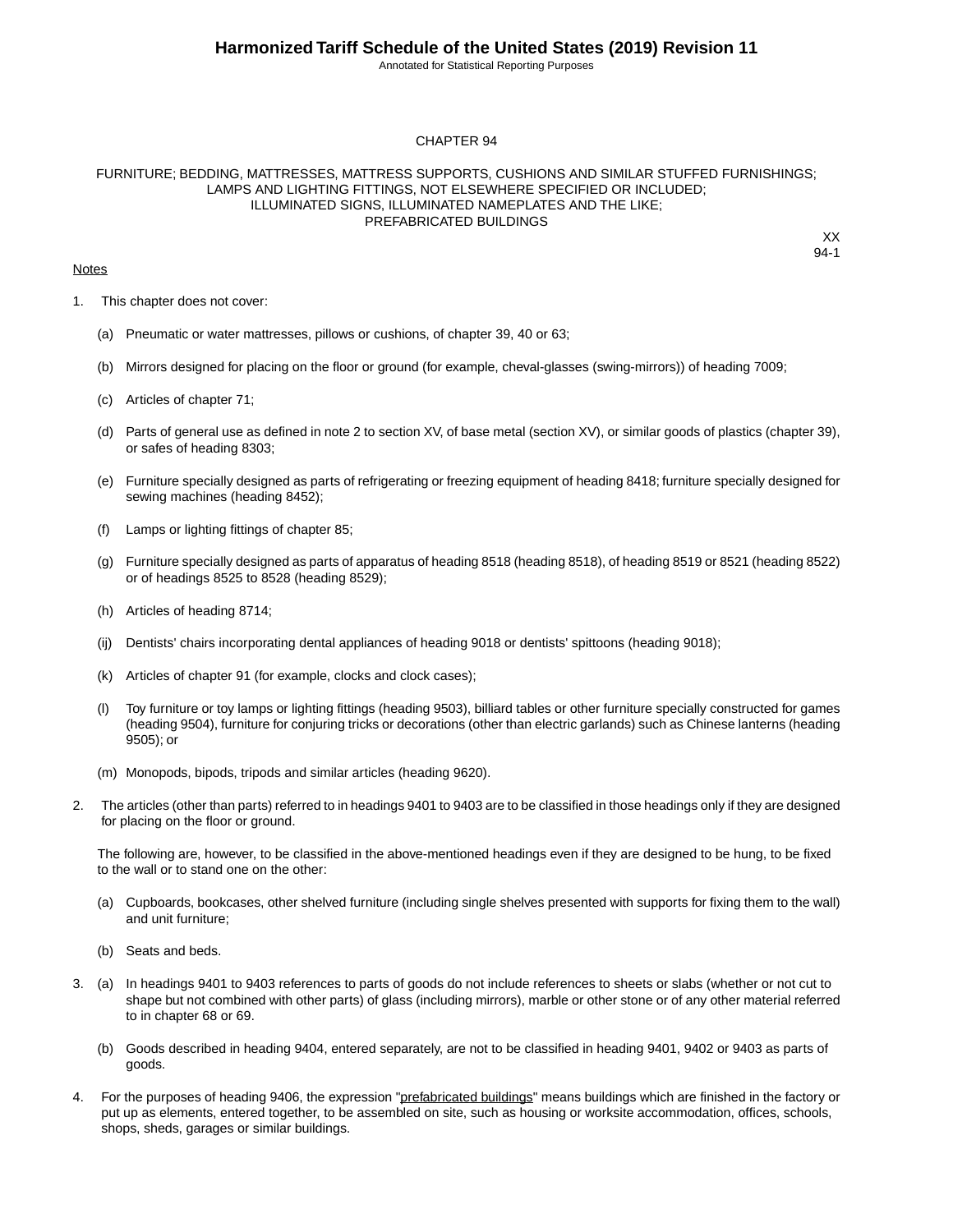# CHAPTER 94

## FURNITURE; BEDDING, MATTRESSES, MATTRESS SUPPORTS, CUSHIONS AND SIMILAR STUFFED FURNISHINGS; LAMPS AND LIGHTING FITTINGS, NOT ELSEWHERE SPECIFIED OR INCLUDED; ILLUMINATED SIGNS, ILLUMINATED NAMEPLATES AND THE LIKE; PREFABRICATED BUILDINGS

XX
94-1

Notes

1. This chapter does not cover:

   (a) Pneumatic or water mattresses, pillows or cushions, of chapter 39, 40 or 63;

   (b) Mirrors designed for placing on the floor or ground (for example, cheval-glasses (swing-mirrors)) of heading 7009;

   (c) Articles of chapter 71;

   (d) Parts of general use as defined in note 2 to section XV, of base metal (section XV), or similar goods of plastics (chapter 39), or safes of heading 8303;

   (e) Furniture specially designed as parts of refrigerating or freezing equipment of heading 8418; furniture specially designed for sewing machines (heading 8452);

   (f) Lamps or lighting fittings of chapter 85;

   (g) Furniture specially designed as parts of apparatus of heading 8518 (heading 8518), of heading 8519 or 8521 (heading 8522) or of headings 8525 to 8528 (heading 8529);

   (h) Articles of heading 8714;

   (ij) Dentists' chairs incorporating dental appliances of heading 9018 or dentists' spittoons (heading 9018);

   (k) Articles of chapter 91 (for example, clocks and clock cases);

   (l) Toy furniture or toy lamps or lighting fittings (heading 9503), billiard tables or other furniture specially constructed for games (heading 9504), furniture for conjuring tricks or decorations (other than electric garlands) such as Chinese lanterns (heading 9505); or

   (m) Monopods, bipods, tripods and similar articles (heading 9620).

2. The articles (other than parts) referred to in headings 9401 to 9403 are to be classified in those headings only if they are designed for placing on the floor or ground.

   The following are, however, to be classified in the above-mentioned headings even if they are designed to be hung, to be fixed to the wall or to stand one on the other:

   (a) Cupboards, bookcases, other shelved furniture (including single shelves presented with supports for fixing them to the wall) and unit furniture;

   (b) Seats and beds.

3. (a) In headings 9401 to 9403 references to parts of goods do not include references to sheets or slabs (whether or not cut to shape but not combined with other parts) of glass (including mirrors), marble or other stone or of any other material referred to in chapter 68 or 69.

   (b) Goods described in heading 9404, entered separately, are not to be classified in heading 9401, 9402 or 9403 as parts of goods.

4. For the purposes of heading 9406, the expression "prefabricated buildings" means buildings which are finished in the factory or put up as elements, entered together, to be assembled on site, such as housing or worksite accommodation, offices, schools, shops, sheds, garages or similar buildings.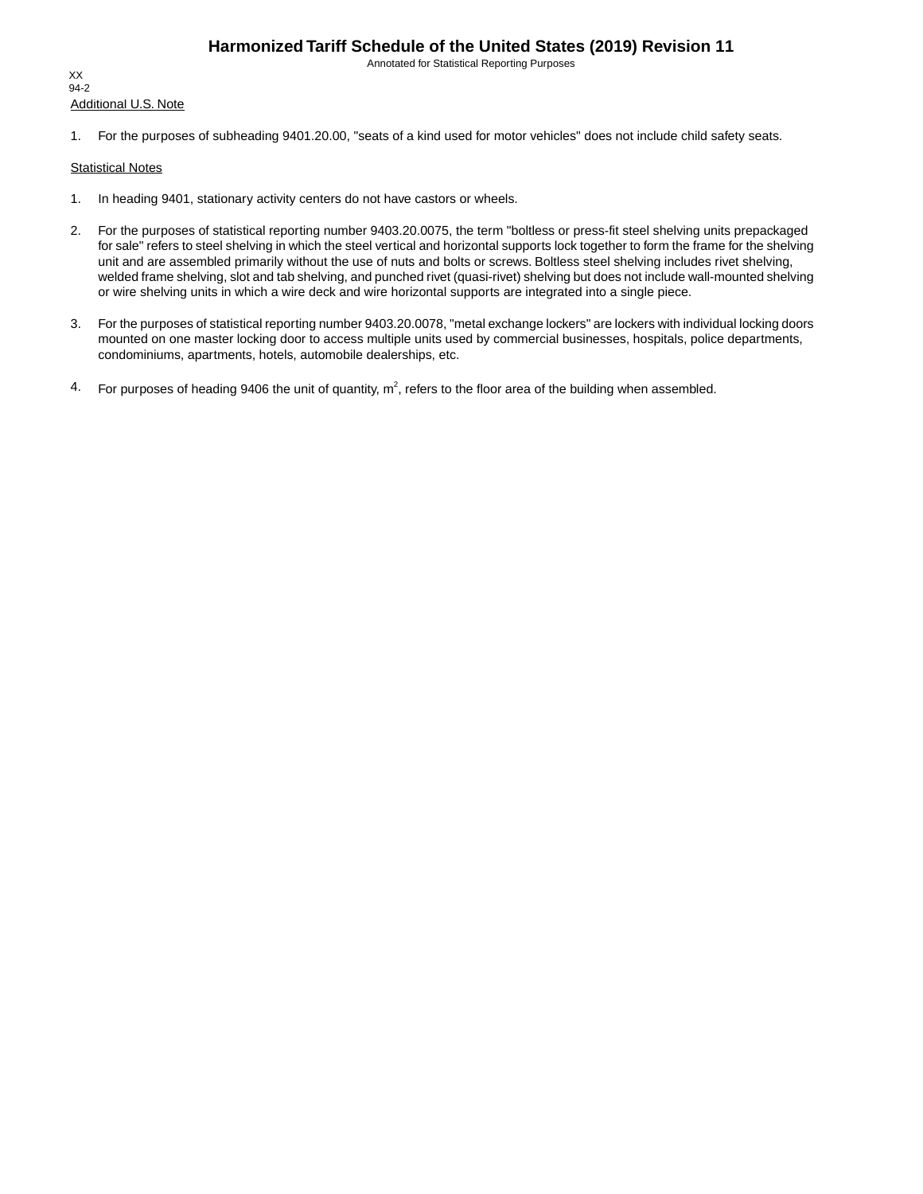Additional U.S. Note

1. For the purposes of subheading 9401.20.00, "seats of a kind used for motor vehicles" does not include child safety seats.

Statistical Notes

1. In heading 9401, stationary activity centers do not have castors or wheels.

2. For the purposes of statistical reporting number 9403.20.0075, the term "boltless or press-fit steel shelving units prepackaged for sale" refers to steel shelving in which the steel vertical and horizontal supports lock together to form the frame for the shelving unit and are assembled primarily without the use of nuts and bolts or screws. Boltless steel shelving includes rivet shelving, welded frame shelving, slot and tab shelving, and punched rivet (quasi-rivet) shelving but does not include wall-mounted shelving or wire shelving units in which a wire deck and wire horizontal supports are integrated into a single piece.

3. For the purposes of statistical reporting number 9403.20.0078, "metal exchange lockers" are lockers with individual locking doors mounted on one master locking door to access multiple units used by commercial businesses, hospitals, police departments, condominiums, apartments, hotels, automobile dealerships, etc.

4. For purposes of heading 9406 the unit of quantity, $m^2$, refers to the floor area of the building when assembled.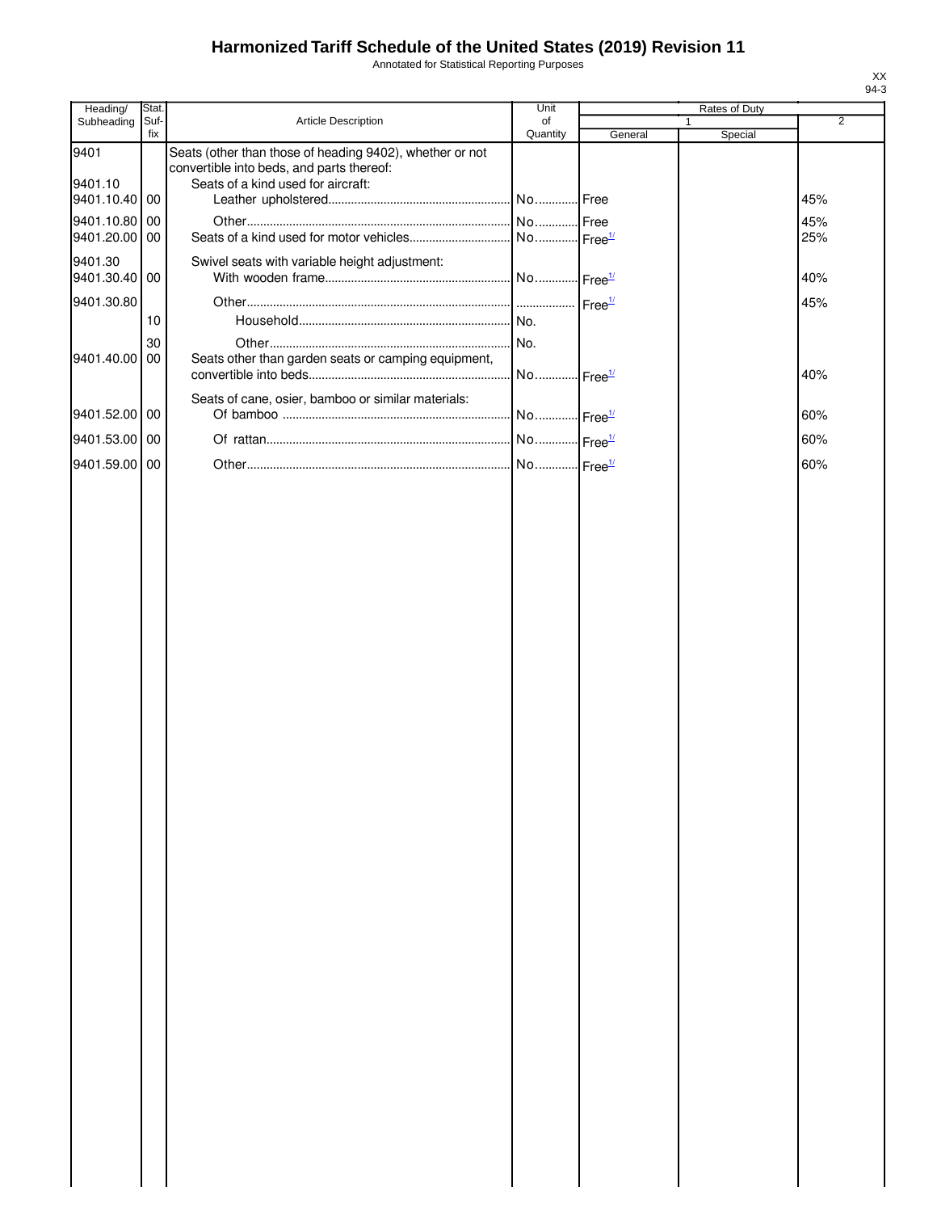# Harmonized Tariff Schedule of the United States (2019) Revision 11

Annotated for Statistical Reporting Purposes

XX
94-3

| Heading/ Subheading | Stat. Suf- fix | Article Description | Unit of Quantity | Rates of Duty 1 General | Special | 2 |
|---|---|---|---|---|---|---|
| 9401 | | Seats (other than those of heading 9402), whether or not convertible into beds, and parts thereof: | | | | |
| 9401.10 | | Seats of a kind used for aircraft: | | | | |
| 9401.10.40 | 00 | Leather upholstered | No. | Free | | 45% |
| 9401.10.80 | 00 | Other | No. | Free | | 45% |
| 9401.20.00 | 00 | Seats of a kind used for motor vehicles | No. | Free[1/] | | 25% |
| 9401.30 | | Swivel seats with variable height adjustment: | | | | |
| 9401.30.40 | 00 | With wooden frame | No. | Free[1/] | | 40% |
| 9401.30.80 | | Other | | Free[1/] | | 45% |
| | 10 | Household | No. | | | |
| | 30 | Other | No. | | | |
| 9401.40.00 | 00 | Seats other than garden seats or camping equipment, convertible into beds | No. | Free[1/] | | 40% |
| | | Seats of cane, osier, bamboo or similar materials: | | | | |
| 9401.52.00 | 00 | Of bamboo | No. | Free[1/] | | 60% |
| 9401.53.00 | 00 | Of rattan | No. | Free[1/] | | 60% |
| 9401.59.00 | 00 | Other | No. | Free[1/] | | 60% |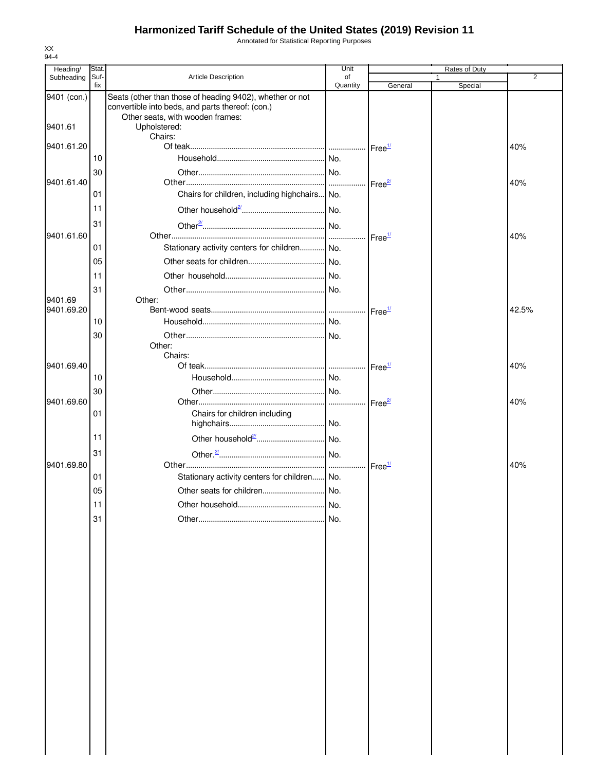# Harmonized Tariff Schedule of the United States (2019) Revision 11

Annotated for Statistical Reporting Purposes

XX
94-4

| Heading/ Subheading | Stat. Suf- fix | Article Description | Unit of Quantity | Rates of Duty 1 General | Special | 2 |
|---|---|---|---|---|---|---|
| 9401 (con.) | | Seats (other than those of heading 9402), whether or not convertible into beds, and parts thereof: (con.) | | | | |
| | | Other seats, with wooden frames: | | | | |
| 9401.61 | | Upholstered: | | | | |
| | | Chairs: | | | | |
| 9401.61.20 | | Of teak | | Free[1/] | | 40% |
| | 10 | Household | No. | | | |
| | 30 | Other | No. | | | |
| 9401.61.40 | | Other | | Free[2/] | | 40% |
| | 01 | Chairs for children, including highchairs | No. | | | |
| | 11 | Other household[2/] | No. | | | |
| | 31 | Other[2/] | No. | | | |
| 9401.61.60 | | Other | | Free[1/] | | 40% |
| | 01 | Stationary activity centers for children | No. | | | |
| | 05 | Other seats for children | No. | | | |
| | 11 | Other household | No. | | | |
| | 31 | Other | No. | | | |
| 9401.69 | | Other: | | | | |
| 9401.69.20 | | Bent-wood seats | | Free[1/] | | 42.5% |
| | 10 | Household | No. | | | |
| | 30 | Other | No. | | | |
| | | Other: | | | | |
| | | Chairs: | | | | |
| 9401.69.40 | | Of teak | | Free[1/] | | 40% |
| | 10 | Household | No. | | | |
| | 30 | Other | No. | | | |
| 9401.69.60 | | Other | | Free[2/] | | 40% |
| | 01 | Chairs for children including highchairs | No. | | | |
| | 11 | Other household[2/] | No. | | | |
| | 31 | Other.[2/] | No. | | | |
| 9401.69.80 | | Other | | Free[1/] | | 40% |
| | 01 | Stationary activity centers for children | No. | | | |
| | 05 | Other seats for children | No. | | | |
| | 11 | Other household | No. | | | |
| | 31 | Other | No. | | | |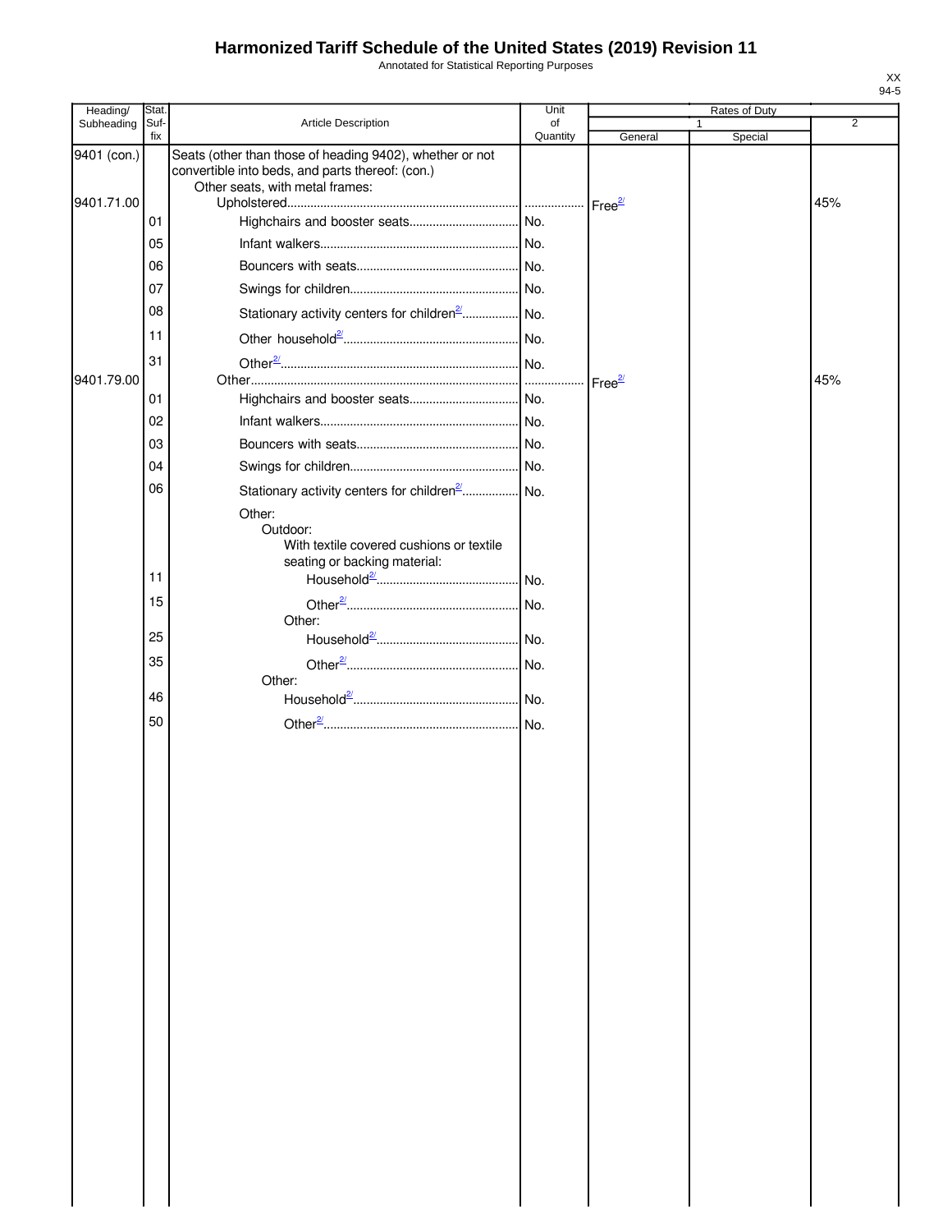# Harmonized Tariff Schedule of the United States (2019) Revision 11

Annotated for Statistical Reporting Purposes

XX
94-5

| Heading/ Subheading | Stat. Suf- fix | Article Description | Unit of Quantity | Rates of Duty 1 General | Special | 2 |
|---|---|---|---|---|---|---|
| 9401 (con.) | | Seats (other than those of heading 9402), whether or not convertible into beds, and parts thereof: (con.) | | | | |
| | | Other seats, with metal frames: | | | | |
| 9401.71.00 | | Upholstered | | Free[2/] | | 45% |
| | 01 | Highchairs and booster seats | No. | | | |
| | 05 | Infant walkers | No. | | | |
| | 06 | Bouncers with seats | No. | | | |
| | 07 | Swings for children | No. | | | |
| | 08 | Stationary activity centers for children[2/] | No. | | | |
| | 11 | Other household[2/] | No. | | | |
| | 31 | Other[2/] | No. | | | |
| 9401.79.00 | | Other | | Free[2/] | | 45% |
| | 01 | Highchairs and booster seats | No. | | | |
| | 02 | Infant walkers | No. | | | |
| | 03 | Bouncers with seats | No. | | | |
| | 04 | Swings for children | No. | | | |
| | 06 | Stationary activity centers for children[2/] | No. | | | |
| | | Other: | | | | |
| | | Outdoor: | | | | |
| | | With textile covered cushions or textile seating or backing material: | | | | |
| | 11 | Household[2/] | No. | | | |
| | 15 | Other[2/] | No. | | | |
| | | Other: | | | | |
| | 25 | Household[2/] | No. | | | |
| | 35 | Other[2/] | No. | | | |
| | | Other: | | | | |
| | 46 | Household[2/] | No. | | | |
| | 50 | Other[2/] | No. | | | |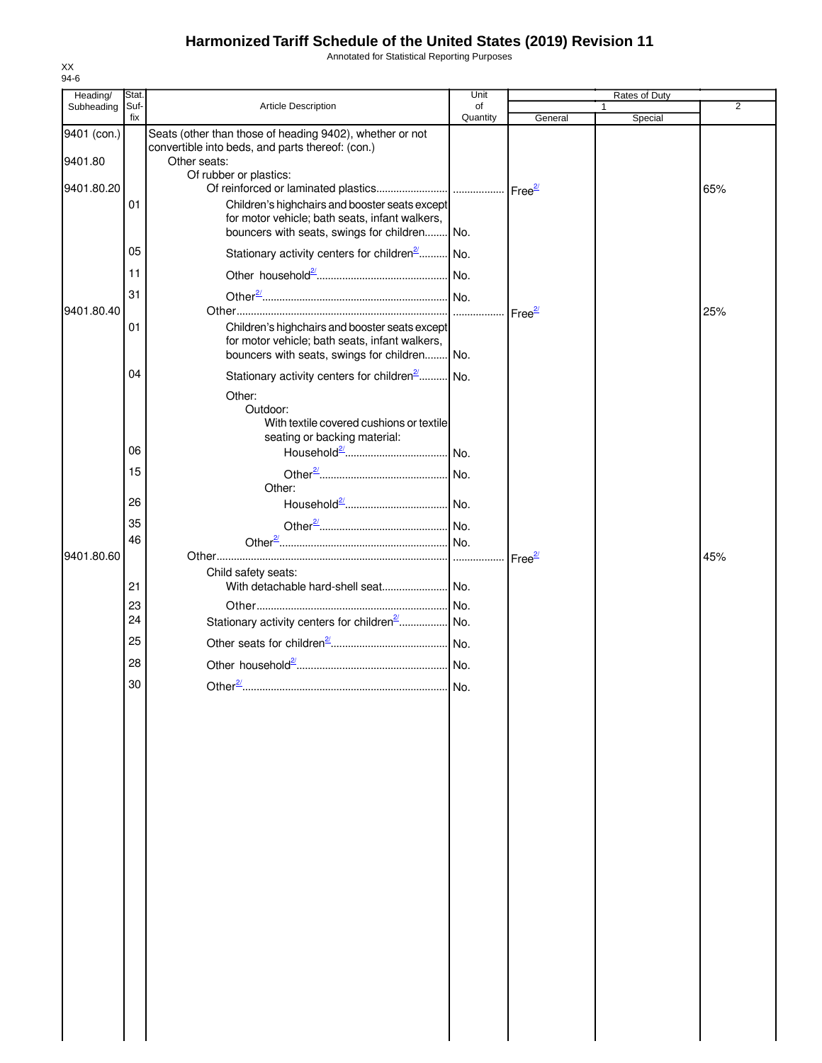# Harmonized Tariff Schedule of the United States (2019) Revision 11

Annotated for Statistical Reporting Purposes

XX
94-6

| Heading/ Subheading | Stat. Suf- fix | Article Description | Unit of Quantity | Rates of Duty 1 General | Special | 2 |
|---|---|---|---|---|---|---|
| 9401 (con.) | | Seats (other than those of heading 9402), whether or not convertible into beds, and parts thereof: (con.) | | | | |
| 9401.80 | | Other seats: | | | | |
| | | Of rubber or plastics: | | | | |
| 9401.80.20 | | Of reinforced or laminated plastics | | Free[2/] | | 65% |
| | 01 | Children's highchairs and booster seats except for motor vehicle; bath seats, infant walkers, bouncers with seats, swings for children | No. | | | |
| | 05 | Stationary activity centers for children[2/] | No. | | | |
| | 11 | Other household[2/] | No. | | | |
| | 31 | Other[2/] | No. | | | |
| 9401.80.40 | | Other | | Free[2/] | | 25% |
| | 01 | Children's highchairs and booster seats except for motor vehicle; bath seats, infant walkers, bouncers with seats, swings for children | No. | | | |
| | 04 | Stationary activity centers for children[2/] | No. | | | |
| | | Other: | | | | |
| | | Outdoor: | | | | |
| | | With textile covered cushions or textile seating or backing material: | | | | |
| | 06 | Household[2/] | No. | | | |
| | 15 | Other[2/] | No. | | | |
| | | Other: | | | | |
| | 26 | Household[2/] | No. | | | |
| | 35 | Other[2/] | No. | | | |
| | 46 | Other[2/] | No. | | | |
| 9401.80.60 | | Other | | Free[2/] | | 45% |
| | | Child safety seats: | | | | |
| | 21 | With detachable hard-shell seat | No. | | | |
| | 23 | Other | No. | | | |
| | 24 | Stationary activity centers for children[2/] | No. | | | |
| | 25 | Other seats for children[2/] | No. | | | |
| | 28 | Other household[2/] | No. | | | |
| | 30 | Other[2/] | No. | | | |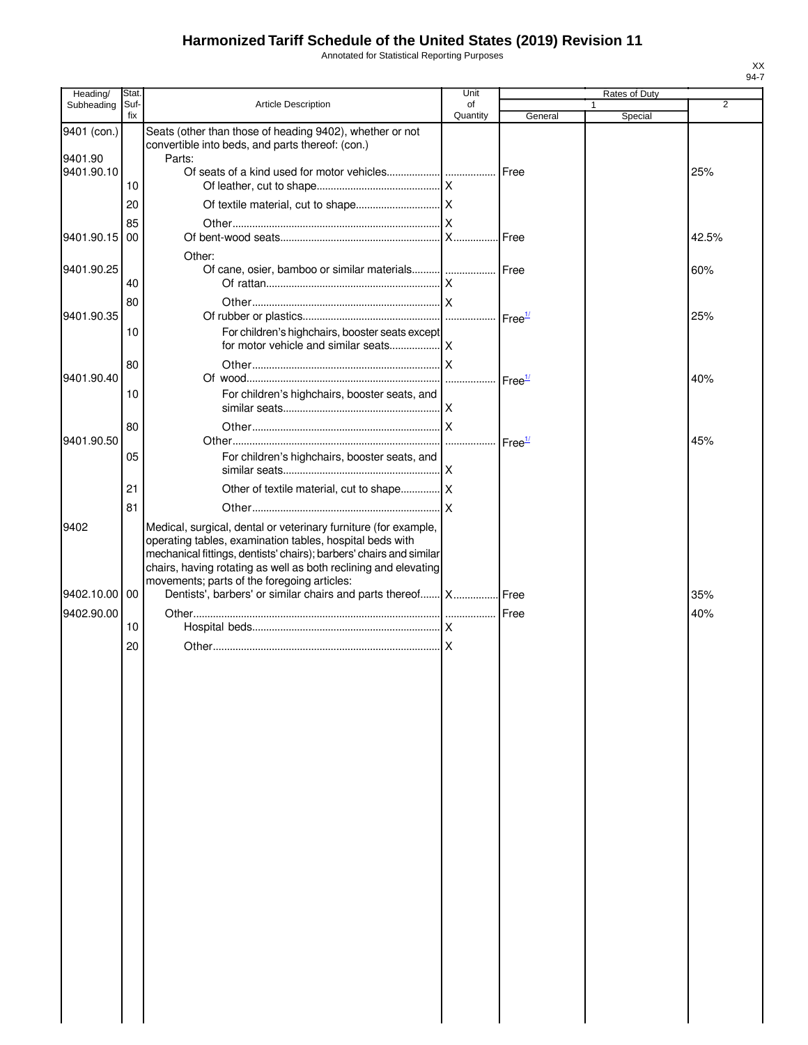# Harmonized Tariff Schedule of the United States (2019) Revision 11

Annotated for Statistical Reporting Purposes

XX
94-7

| Heading/ Subheading | Stat. Suf- fix | Article Description | Unit of Quantity | Rates of Duty 1 General | Rates of Duty 1 Special | Rates of Duty 2 |
|---|---|---|---|---|---|---|
| 9401 (con.) | | Seats (other than those of heading 9402), whether or not convertible into beds, and parts thereof: (con.) | | | | |
| 9401.90 | | Parts: | | | | |
| 9401.90.10 | | Of seats of a kind used for motor vehicles | | Free | | 25% |
| | 10 | Of leather, cut to shape | X | | | |
| | 20 | Of textile material, cut to shape | X | | | |
| | 85 | Other | X | | | |
| 9401.90.15 | 00 | Of bent-wood seats | X | Free | | 42.5% |
| | | Other: | | | | |
| 9401.90.25 | | Of cane, osier, bamboo or similar materials | | Free | | 60% |
| | 40 | Of rattan | X | | | |
| | 80 | Other | X | | | |
| 9401.90.35 | | Of rubber or plastics | | Free[1/] | | 25% |
| | 10 | For children's highchairs, booster seats except for motor vehicle and similar seats | X | | | |
| | 80 | Other | X | | | |
| 9401.90.40 | | Of wood | | Free[1/] | | 40% |
| | 10 | For children's highchairs, booster seats, and similar seats | X | | | |
| | 80 | Other | X | | | |
| 9401.90.50 | | Other | | Free[1/] | | 45% |
| | 05 | For children's highchairs, booster seats, and similar seats | X | | | |
| | 21 | Other of textile material, cut to shape | X | | | |
| | 81 | Other | X | | | |
| 9402 | | Medical, surgical, dental or veterinary furniture (for example, operating tables, examination tables, hospital beds with mechanical fittings, dentists' chairs); barbers' chairs and similar chairs, having rotating as well as both reclining and elevating movements; parts of the foregoing articles: | | | | |
| 9402.10.00 | 00 | Dentists', barbers' or similar chairs and parts thereof | X | Free | | 35% |
| 9402.90.00 | | Other | | Free | | 40% |
| | 10 | Hospital beds | X | | | |
| | 20 | Other | X | | | |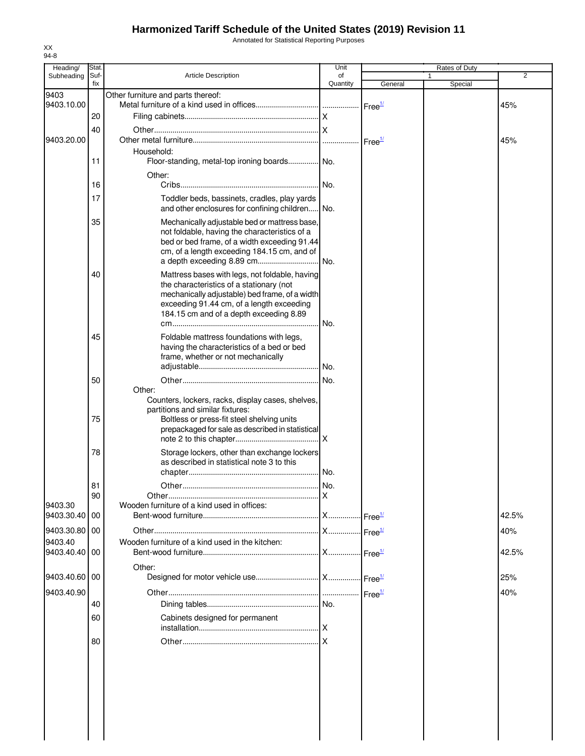# Harmonized Tariff Schedule of the United States (2019) Revision 11

Annotated for Statistical Reporting Purposes

XX
94-8

| Heading/ Subheading | Stat. Suf- fix | Article Description | Unit of Quantity | Rates of Duty 1 General | Special | 2 |
|---|---|---|---|---|---|---|
| 9403 | | Other furniture and parts thereof: | | | | |
| 9403.10.00 | | Metal furniture of a kind used in offices | | Free[1/] | | 45% |
| | 20 | Filing cabinets | X | | | |
| | 40 | Other | X | | | |
| 9403.20.00 | | Other metal furniture | | Free[1/] | | 45% |
| | | Household: | | | | |
| | 11 | Floor-standing, metal-top ironing boards | No. | | | |
| | | Other: | | | | |
| | 16 | Cribs | No. | | | |
| | 17 | Toddler beds, bassinets, cradles, play yards and other enclosures for confining children | No. | | | |
| | 35 | Mechanically adjustable bed or mattress base, not foldable, having the characteristics of a bed or bed frame, of a width exceeding 91.44 cm, of a length exceeding 184.15 cm, and of a depth exceeding 8.89 cm | No. | | | |
| | 40 | Mattress bases with legs, not foldable, having the characteristics of a stationary (not mechanically adjustable) bed frame, of a width exceeding 91.44 cm, of a length exceeding 184.15 cm and of a depth exceeding 8.89 cm | No. | | | |
| | 45 | Foldable mattress foundations with legs, having the characteristics of a bed or bed frame, whether or not mechanically adjustable | No. | | | |
| | 50 | Other | No. | | | |
| | | Other: | | | | |
| | | Counters, lockers, racks, display cases, shelves, partitions and similar fixtures: | | | | |
| | 75 | Boltless or press-fit steel shelving units prepackaged for sale as described in statistical note 2 to this chapter | X | | | |
| | 78 | Storage lockers, other than exchange lockers as described in statistical note 3 to this chapter | No. | | | |
| | 81 | Other | No. | | | |
| | 90 | Other | X | | | |
| 9403.30 | | Wooden furniture of a kind used in offices: | | | | |
| 9403.30.40 | 00 | Bent-wood furniture | X | Free[1/] | | 42.5% |
| 9403.30.80 | 00 | Other | X | Free[1/] | | 40% |
| 9403.40 | | Wooden furniture of a kind used in the kitchen: | | | | |
| 9403.40.40 | 00 | Bent-wood furniture | X | Free[1/] | | 42.5% |
| | | Other: | | | | |
| 9403.40.60 | 00 | Designed for motor vehicle use | X | Free[1/] | | 25% |
| 9403.40.90 | | Other | | Free[1/] | | 40% |
| | 40 | Dining tables | No. | | | |
| | 60 | Cabinets designed for permanent installation | X | | | |
| | 80 | Other | X | | | |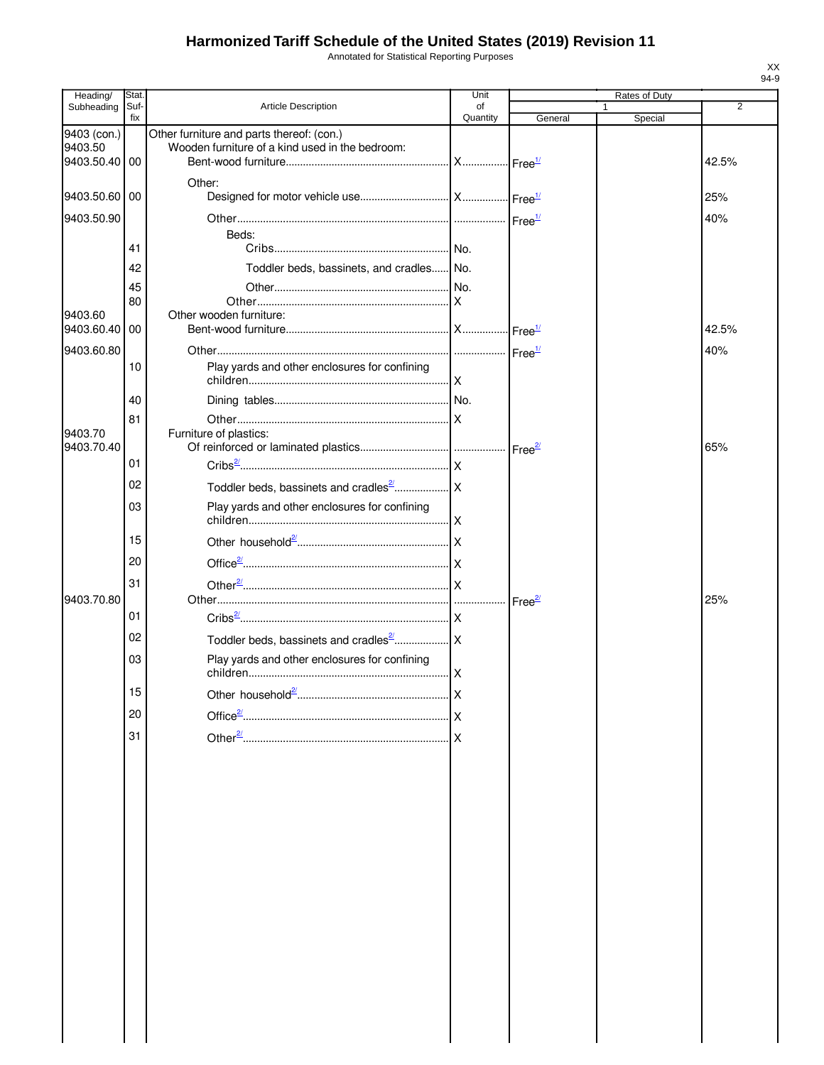# Harmonized Tariff Schedule of the United States (2019) Revision 11

Annotated for Statistical Reporting Purposes

| Heading/ Subheading | Stat. Suf- fix | Article Description | Unit of Quantity | Rates of Duty 1 General | Special | 2 |
|---|---|---|---|---|---|---|
| 9403 (con.) | | Other furniture and parts thereof: (con.) | | | | |
| 9403.50 | | Wooden furniture of a kind used in the bedroom: | | | | |
| 9403.50.40 | 00 | Bent-wood furniture | X | Free[1/] | | 42.5% |
| | | Other: | | | | |
| 9403.50.60 | 00 | Designed for motor vehicle use | X | Free[1/] | | 25% |
| 9403.50.90 | | Other | | Free[1/] | | 40% |
| | | Beds: | | | | |
| | 41 | Cribs | No. | | | |
| | 42 | Toddler beds, bassinets, and cradles | No. | | | |
| | 45 | Other | No. | | | |
| | 80 | Other | X | | | |
| 9403.60 | | Other wooden furniture: | | | | |
| 9403.60.40 | 00 | Bent-wood furniture | X | Free[1/] | | 42.5% |
| 9403.60.80 | | Other | | Free[1/] | | 40% |
| | 10 | Play yards and other enclosures for confining children | X | | | |
| | 40 | Dining tables | No. | | | |
| | 81 | Other | X | | | |
| 9403.70 | | Furniture of plastics: | | | | |
| 9403.70.40 | | Of reinforced or laminated plastics | | Free[2/] | | 65% |
| | 01 | Cribs[2/] | X | | | |
| | 02 | Toddler beds, bassinets and cradles[2/] | X | | | |
| | 03 | Play yards and other enclosures for confining children | X | | | |
| | 15 | Other household[2/] | X | | | |
| | 20 | Office[2/] | X | | | |
| | 31 | Other[2/] | X | | | |
| 9403.70.80 | | Other | | Free[2/] | | 25% |
| | 01 | Cribs[2/] | X | | | |
| | 02 | Toddler beds, bassinets and cradles[2/] | X | | | |
| | 03 | Play yards and other enclosures for confining children | X | | | |
| | 15 | Other household[2/] | X | | | |
| | 20 | Office[2/] | X | | | |
| | 31 | Other[2/] | X | | | |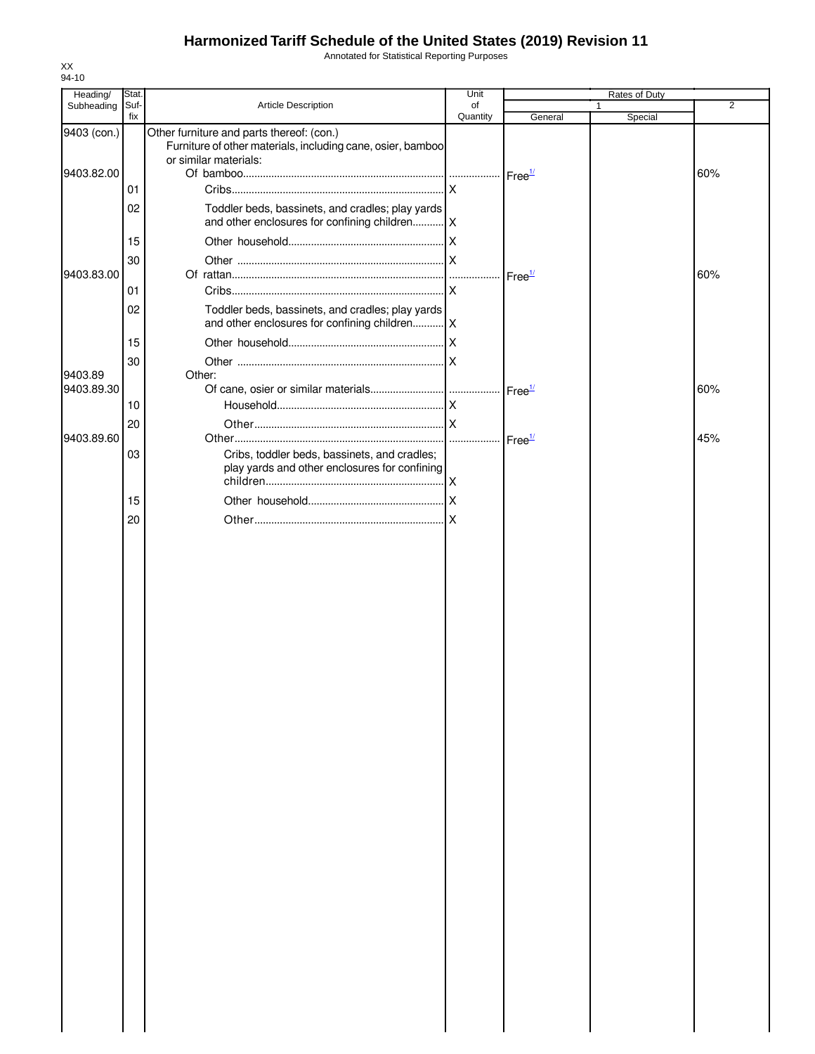# Harmonized Tariff Schedule of the United States (2019) Revision 11

Annotated for Statistical Reporting Purposes

XX
94-10

| Heading/ Subheading | Stat. Suf- fix | Article Description | Unit of Quantity | Rates of Duty 1 General | Special | 2 |
|---|---|---|---|---|---|---|
| 9403 (con.) | | Other furniture and parts thereof: (con.) | | | | |
| | | Furniture of other materials, including cane, osier, bamboo or similar materials: | | | | |
| 9403.82.00 | | Of bamboo | | Free[1/] | | 60% |
| | 01 | Cribs | X | | | |
| | 02 | Toddler beds, bassinets, and cradles; play yards and other enclosures for confining children | X | | | |
| | 15 | Other household | X | | | |
| | 30 | Other | X | | | |
| 9403.83.00 | | Of rattan | | Free[1/] | | 60% |
| | 01 | Cribs | X | | | |
| | 02 | Toddler beds, bassinets, and cradles; play yards and other enclosures for confining children | X | | | |
| | 15 | Other household | X | | | |
| | 30 | Other | X | | | |
| 9403.89 | | Other: | | | | |
| 9403.89.30 | | Of cane, osier or similar materials | | Free[1/] | | 60% |
| | 10 | Household | X | | | |
| | 20 | Other | X | | | |
| 9403.89.60 | | Other | | Free[1/] | | 45% |
| | 03 | Cribs, toddler beds, bassinets, and cradles; play yards and other enclosures for confining children | X | | | |
| | 15 | Other household | X | | | |
| | 20 | Other | X | | | |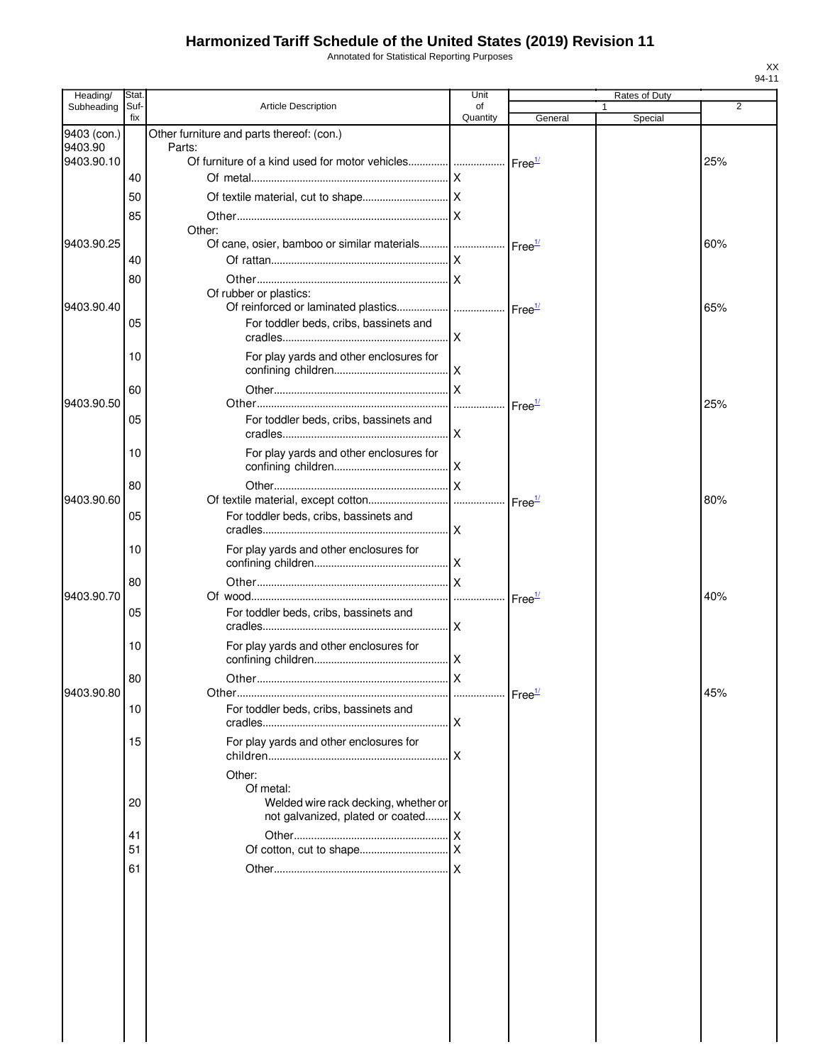# Harmonized Tariff Schedule of the United States (2019) Revision 11

Annotated for Statistical Reporting Purposes

| Heading/ Subheading | Stat. Suf- fix | Article Description | Unit of Quantity | Rates of Duty 1 General | Special | 2 |
|---|---|---|---|---|---|---|
| 9403 (con.) | | Other furniture and parts thereof: (con.) | | | | |
| 9403.90 | | Parts: | | | | |
| 9403.90.10 | | Of furniture of a kind used for motor vehicles | | Free[1/] | | 25% |
| | 40 | Of metal | X | | | |
| | 50 | Of textile material, cut to shape | X | | | |
| | 85 | Other | X | | | |
| | | Other: | | | | |
| 9403.90.25 | | Of cane, osier, bamboo or similar materials | | Free[1/] | | 60% |
| | 40 | Of rattan | X | | | |
| | 80 | Other | X | | | |
| | | Of rubber or plastics: | | | | |
| 9403.90.40 | | Of reinforced or laminated plastics | | Free[1/] | | 65% |
| | 05 | For toddler beds, cribs, bassinets and cradles | X | | | |
| | 10 | For play yards and other enclosures for confining children | X | | | |
| | 60 | Other | X | | | |
| 9403.90.50 | | Other | | Free[1/] | | 25% |
| | 05 | For toddler beds, cribs, bassinets and cradles | X | | | |
| | 10 | For play yards and other enclosures for confining children | X | | | |
| | 80 | Other | X | | | |
| 9403.90.60 | | Of textile material, except cotton | | Free[1/] | | 80% |
| | 05 | For toddler beds, cribs, bassinets and cradles | X | | | |
| | 10 | For play yards and other enclosures for confining children | X | | | |
| | 80 | Other | X | | | |
| 9403.90.70 | | Of wood | | Free[1/] | | 40% |
| | 05 | For toddler beds, cribs, bassinets and cradles | X | | | |
| | 10 | For play yards and other enclosures for confining children | X | | | |
| | 80 | Other | X | | | |
| 9403.90.80 | | Other | | Free[1/] | | 45% |
| | 10 | For toddler beds, cribs, bassinets and cradles | X | | | |
| | 15 | For play yards and other enclosures for children | X | | | |
| | | Other: | | | | |
| | | Of metal: | | | | |
| | 20 | Welded wire rack decking, whether or not galvanized, plated or coated | X | | | |
| | 41 | Other | X | | | |
| | 51 | Of cotton, cut to shape | X | | | |
| | 61 | Other | X | | | |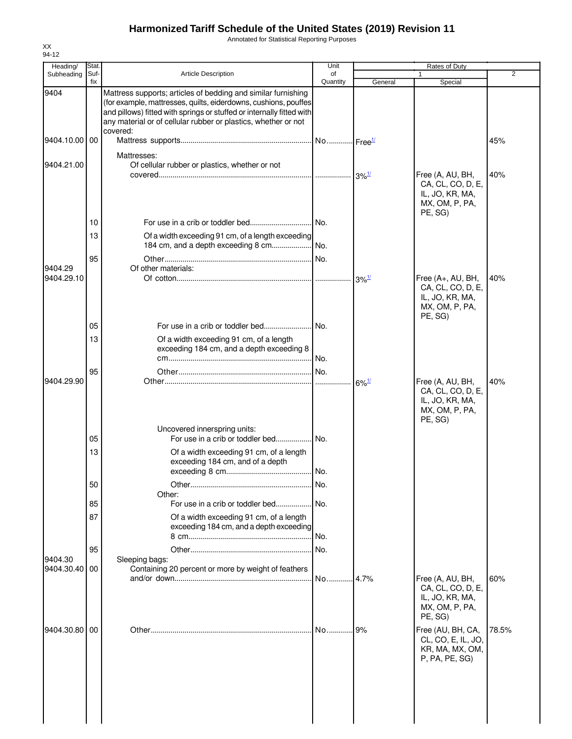# Harmonized Tariff Schedule of the United States (2019) Revision 11

Annotated for Statistical Reporting Purposes

XX
94-12

| Heading/ Subheading | Stat. Suf- fix | Article Description | Unit of Quantity | Rates of Duty 1 General | Special | 2 |
|---|---|---|---|---|---|---|
| 9404 | | Mattress supports; articles of bedding and similar furnishing (for example, mattresses, quilts, eiderdowns, cushions, pouffes and pillows) fitted with springs or stuffed or internally fitted with any material or of cellular rubber or plastics, whether or not covered: | | | | |
| 9404.10.00 | 00 | Mattress supports | No. | Free[1/] | | 45% |
| | | Mattresses: | | | | |
| 9404.21.00 | | Of cellular rubber or plastics, whether or not covered | | 3%[1/] | Free (A, AU, BH, CA, CL, CO, D, E, IL, JO, KR, MA, MX, OM, P, PA, PE, SG) | 40% |
| | 10 | For use in a crib or toddler bed | No. | | | |
| | 13 | Of a width exceeding 91 cm, of a length exceeding 184 cm, and a depth exceeding 8 cm | No. | | | |
| | 95 | Other | No. | | | |
| 9404.29 | | Of other materials: | | | | |
| 9404.29.10 | | Of cotton | | 3%[1/] | Free (A+, AU, BH, CA, CL, CO, D, E, IL, JO, KR, MA, MX, OM, P, PA, PE, SG) | 40% |
| | 05 | For use in a crib or toddler bed | No. | | | |
| | 13 | Of a width exceeding 91 cm, of a length exceeding 184 cm, and a depth exceeding 8 cm | No. | | | |
| | 95 | Other | No. | | | |
| 9404.29.90 | | Other | | 6%[1/] | Free (A, AU, BH, CA, CL, CO, D, E, IL, JO, KR, MA, MX, OM, P, PA, PE, SG) | 40% |
| | | Uncovered innerspring units: | | | | |
| | 05 | For use in a crib or toddler bed | No. | | | |
| | 13 | Of a width exceeding 91 cm, of a length exceeding 184 cm, and of a depth exceeding 8 cm | No. | | | |
| | 50 | Other | No. | | | |
| | | Other: | | | | |
| | 85 | For use in a crib or toddler bed | No. | | | |
| | 87 | Of a width exceeding 91 cm, of a length exceeding 184 cm, and a depth exceeding 8 cm | No. | | | |
| | 95 | Other | No. | | | |
| 9404.30 | | Sleeping bags: | | | | |
| 9404.30.40 | 00 | Containing 20 percent or more by weight of feathers and/or down | No. | 4.7% | Free (A, AU, BH, CA, CL, CO, D, E, IL, JO, KR, MA, MX, OM, P, PA, PE, SG) | 60% |
| 9404.30.80 | 00 | Other | No. | 9% | Free (AU, BH, CA, CL, CO, E, IL, JO, KR, MA, MX, OM, P, PA, PE, SG) | 78.5% |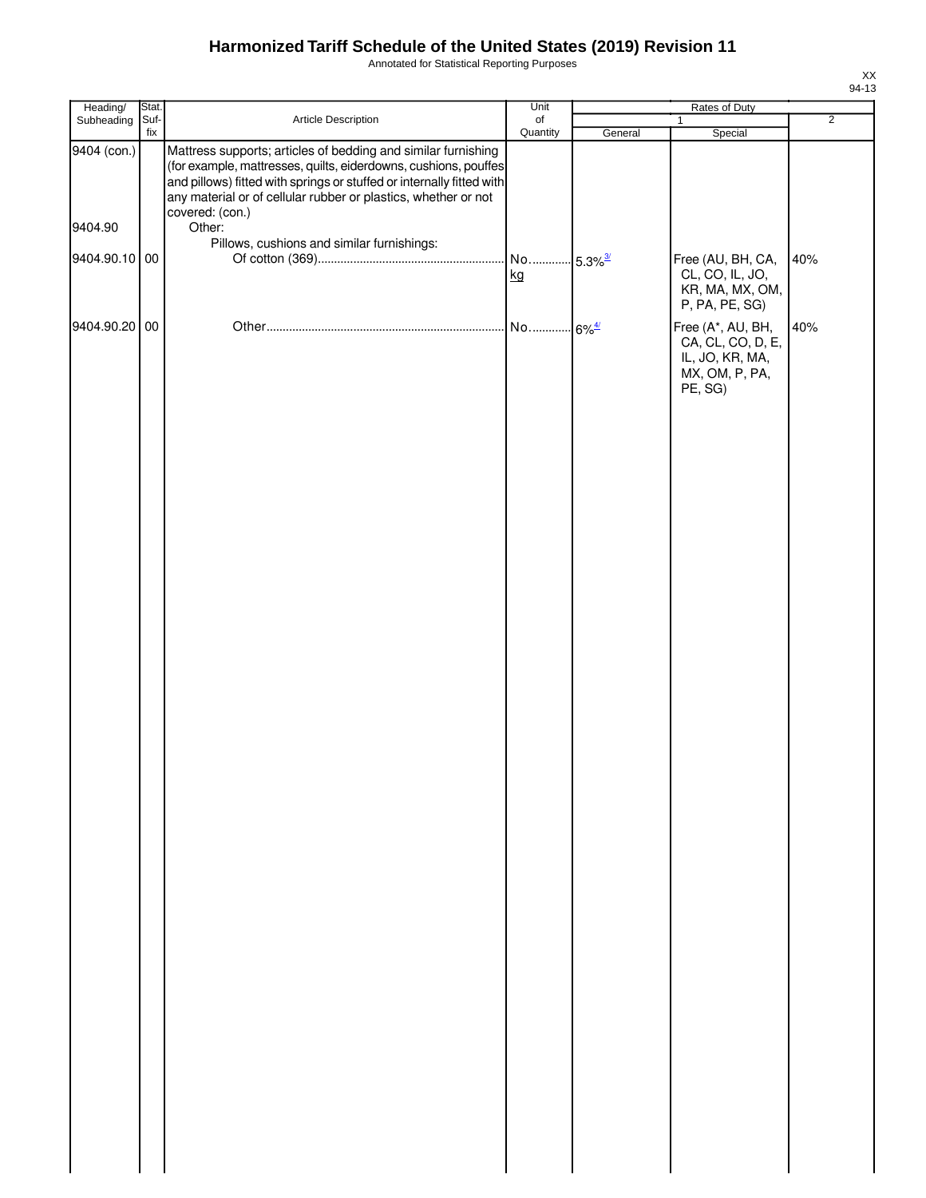# Harmonized Tariff Schedule of the United States (2019) Revision 11

Annotated for Statistical Reporting Purposes

| Heading/ Subheading | Stat. Suf- fix | Article Description | Unit of Quantity | Rates of Duty 1 General | Rates of Duty 1 Special | Rates of Duty 2 |
|---|---|---|---|---|---|---|
| 9404 (con.) | | Mattress supports; articles of bedding and similar furnishing (for example, mattresses, quilts, eiderdowns, cushions, pouffes and pillows) fitted with springs or stuffed or internally fitted with any material or of cellular rubber or plastics, whether or not covered: (con.) | | | | |
| 9404.90 | | Other: | | | | |
| | | Pillows, cushions and similar furnishings: | | | | |
| 9404.90.10 | 00 | Of cotton (369) | No. kg | 5.3% [3/] | Free (AU, BH, CA, CL, CO, IL, JO, KR, MA, MX, OM, P, PA, PE, SG) | 40% |
| 9404.90.20 | 00 | Other | No. | 6% [4/] | Free (A*, AU, BH, CA, CL, CO, D, E, IL, JO, KR, MA, MX, OM, P, PA, PE, SG) | 40% |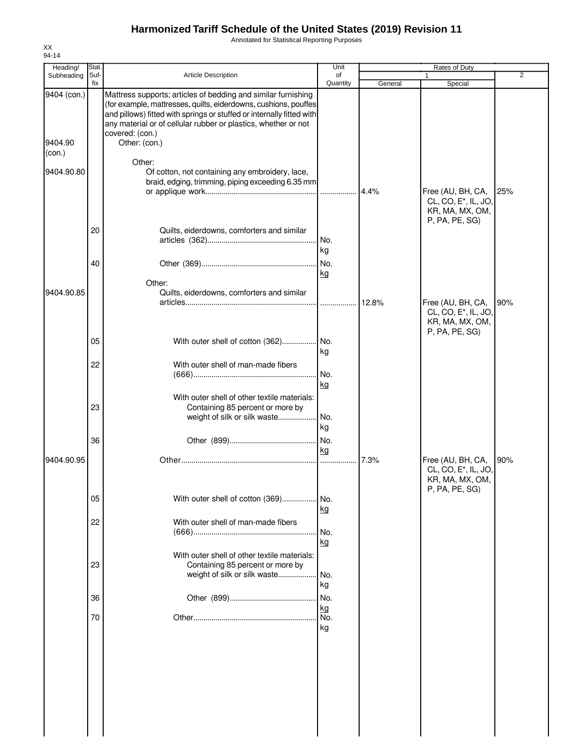# Harmonized Tariff Schedule of the United States (2019) Revision 11

Annotated for Statistical Reporting Purposes

XX
94-14

| Heading/ Subheading | Stat. Suf- fix | Article Description | Unit of Quantity | Rates of Duty 1 General | Special | 2 |
|---|---|---|---|---|---|---|
| 9404 (con.) | | Mattress supports; articles of bedding and similar furnishing (for example, mattresses, quilts, eiderdowns, cushions, pouffes and pillows) fitted with springs or stuffed or internally fitted with any material or of cellular rubber or plastics, whether or not covered: (con.) | | | | |
| 9404.90 (con.) | | Other: (con.) | | | | |
| | | Other: | | | | |
| 9404.90.80 | | Of cotton, not containing any embroidery, lace, braid, edging, trimming, piping exceeding 6.35 mm or applique work | | 4.4% | Free (AU, BH, CA, CL, CO, E*, IL, JO, KR, MA, MX, OM, P, PA, PE, SG) | 25% |
| | 20 | Quilts, eiderdowns, comforters and similar articles (362) | No. kg | | | |
| | 40 | Other (369) | No. kg | | | |
| | | Other: | | | | |
| 9404.90.85 | | Quilts, eiderdowns, comforters and similar articles | | 12.8% | Free (AU, BH, CA, CL, CO, E*, IL, JO, KR, MA, MX, OM, P, PA, PE, SG) | 90% |
| | 05 | With outer shell of cotton (362) | No. kg | | | |
| | 22 | With outer shell of man-made fibers (666) | No. kg | | | |
| | | With outer shell of other textile materials: | | | | |
| | 23 | Containing 85 percent or more by weight of silk or silk waste | No. kg | | | |
| | 36 | Other (899) | No. kg | | | |
| 9404.90.95 | | Other | | 7.3% | Free (AU, BH, CA, CL, CO, E*, IL, JO, KR, MA, MX, OM, P, PA, PE, SG) | 90% |
| | 05 | With outer shell of cotton (369) | No. kg | | | |
| | 22 | With outer shell of man-made fibers (666) | No. kg | | | |
| | | With outer shell of other textile materials: | | | | |
| | 23 | Containing 85 percent or more by weight of silk or silk waste | No. kg | | | |
| | 36 | Other (899) | No. kg | | | |
| | 70 | Other | No. kg | | | |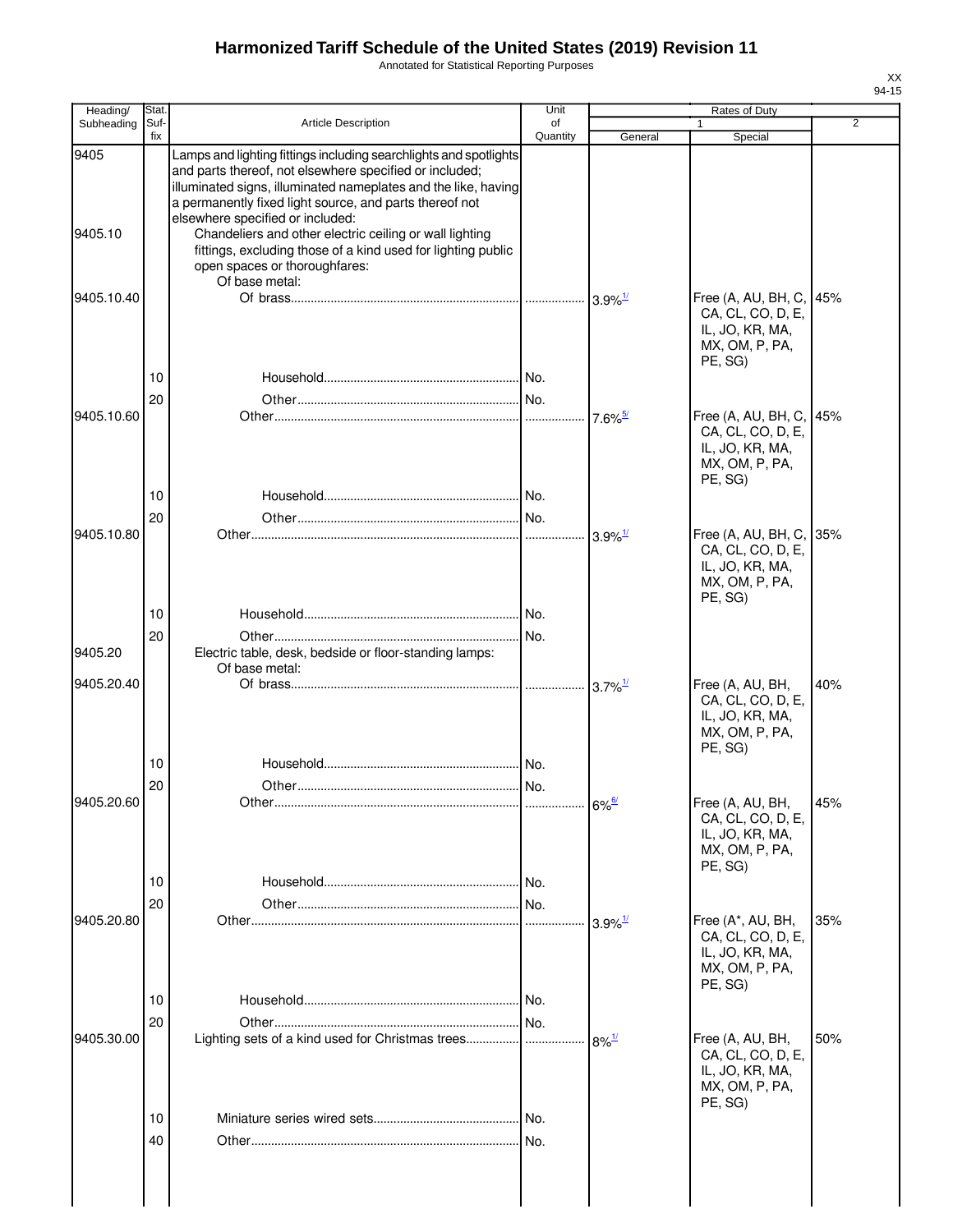# Harmonized Tariff Schedule of the United States (2019) Revision 11

Annotated for Statistical Reporting Purposes

| Heading/ Subheading | Stat. Suf- fix | Article Description | Unit of Quantity | Rates of Duty 1 General | Special | 2 |
|---|---|---|---|---|---|---|
| 9405 | | Lamps and lighting fittings including searchlights and spotlights and parts thereof, not elsewhere specified or included; illuminated signs, illuminated nameplates and the like, having a permanently fixed light source, and parts thereof not elsewhere specified or included: | | | | |
| 9405.10 | | Chandeliers and other electric ceiling or wall lighting fittings, excluding those of a kind used for lighting public open spaces or thoroughfares: | | | | |
| | | Of base metal: | | | | |
| 9405.10.40 | | Of brass | | 3.9%[1/] | Free (A, AU, BH, C, CA, CL, CO, D, E, IL, JO, KR, MA, MX, OM, P, PA, PE, SG) | 45% |
| | 10 | Household | No. | | | |
| | 20 | Other | No. | | | |
| 9405.10.60 | | Other | | 7.6%[5/] | Free (A, AU, BH, C, CA, CL, CO, D, E, IL, JO, KR, MA, MX, OM, P, PA, PE, SG) | 45% |
| | 10 | Household | No. | | | |
| | 20 | Other | No. | | | |
| 9405.10.80 | | Other | | 3.9%[1/] | Free (A, AU, BH, C, CA, CL, CO, D, E, IL, JO, KR, MA, MX, OM, P, PA, PE, SG) | 35% |
| | 10 | Household | No. | | | |
| | 20 | Other | No. | | | |
| 9405.20 | | Electric table, desk, bedside or floor-standing lamps: | | | | |
| | | Of base metal: | | | | |
| 9405.20.40 | | Of brass | | 3.7%[1/] | Free (A, AU, BH, CA, CL, CO, D, E, IL, JO, KR, MA, MX, OM, P, PA, PE, SG) | 40% |
| | 10 | Household | No. | | | |
| | 20 | Other | No. | | | |
| 9405.20.60 | | Other | | 6%[6/] | Free (A, AU, BH, CA, CL, CO, D, E, IL, JO, KR, MA, MX, OM, P, PA, PE, SG) | 45% |
| | 10 | Household | No. | | | |
| | 20 | Other | No. | | | |
| 9405.20.80 | | Other | | 3.9%[1/] | Free (A*, AU, BH, CA, CL, CO, D, E, IL, JO, KR, MA, MX, OM, P, PA, PE, SG) | 35% |
| | 10 | Household | No. | | | |
| | 20 | Other | No. | | | |
| 9405.30.00 | | Lighting sets of a kind used for Christmas trees | | 8%[1/] | Free (A, AU, BH, CA, CL, CO, D, E, IL, JO, KR, MA, MX, OM, P, PA, PE, SG) | 50% |
| | 10 | Miniature series wired sets | No. | | | |
| | 40 | Other | No. | | | |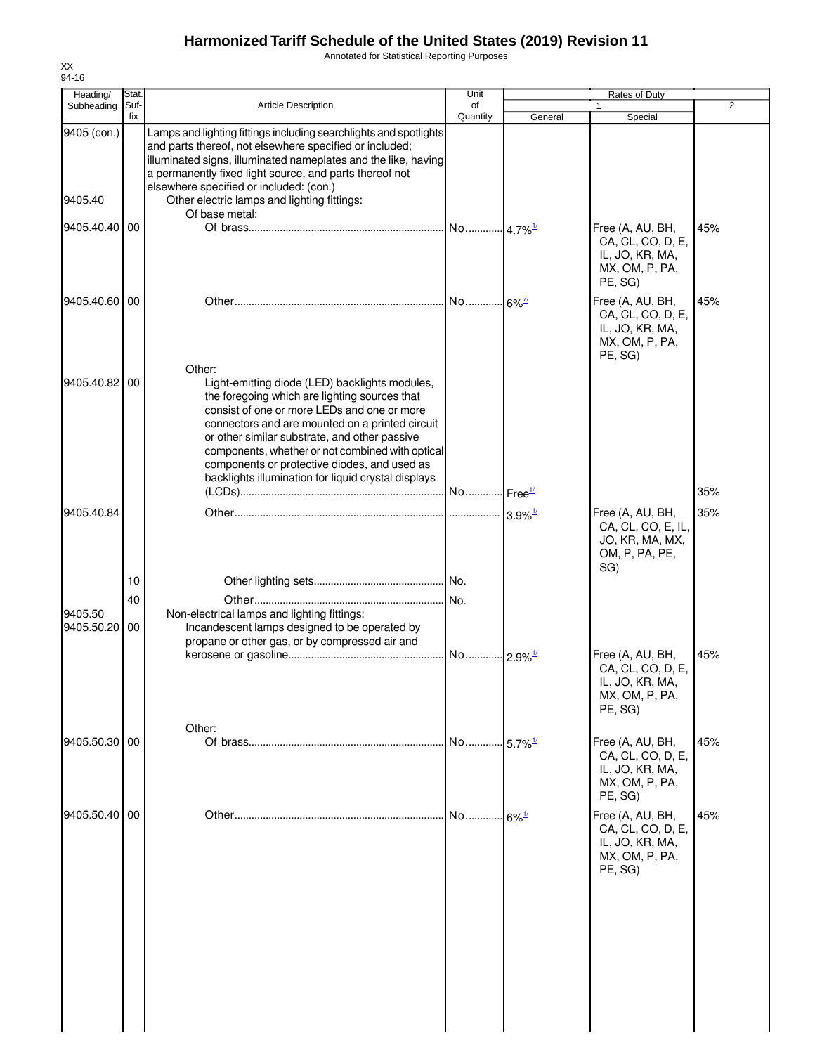# Harmonized Tariff Schedule of the United States (2019) Revision 11

Annotated for Statistical Reporting Purposes

| Heading/ Subheading | Stat. Suf- fix | Article Description | Unit of Quantity | Rates of Duty 1 General | Rates of Duty 1 Special | Rates of Duty 2 |
|---|---|---|---|---|---|---|
| 9405 (con.) | | Lamps and lighting fittings including searchlights and spotlights and parts thereof, not elsewhere specified or included; illuminated signs, illuminated nameplates and the like, having a permanently fixed light source, and parts thereof not elsewhere specified or included: (con.) | | | | |
| 9405.40 | | Other electric lamps and lighting fittings: | | | | |
| | | Of base metal: | | | | |
| 9405.40.40 | 00 | Of brass | No. | 4.7%[1/] | Free (A, AU, BH, CA, CL, CO, D, E, IL, JO, KR, MA, MX, OM, P, PA, PE, SG) | 45% |
| 9405.40.60 | 00 | Other | No. | 6%[7/] | Free (A, AU, BH, CA, CL, CO, D, E, IL, JO, KR, MA, MX, OM, P, PA, PE, SG) | 45% |
| | | Other: | | | | |
| 9405.40.82 | 00 | Light-emitting diode (LED) backlights modules, the foregoing which are lighting sources that consist of one or more LEDs and one or more connectors and are mounted on a printed circuit or other similar substrate, and other passive components, whether or not combined with optical components or protective diodes, and used as backlights illumination for liquid crystal displays (LCDs) | No. | Free[1/] | | 35% |
| 9405.40.84 | | Other | | 3.9%[1/] | Free (A, AU, BH, CA, CL, CO, E, IL, JO, KR, MA, MX, OM, P, PA, PE, SG) | 35% |
| | 10 | Other lighting sets | No. | | | |
| | 40 | Other | No. | | | |
| 9405.50 | | Non-electrical lamps and lighting fittings: | | | | |
| 9405.50.20 | 00 | Incandescent lamps designed to be operated by propane or other gas, or by compressed air and kerosene or gasoline | No. | 2.9%[1/] | Free (A, AU, BH, CA, CL, CO, D, E, IL, JO, KR, MA, MX, OM, P, PA, PE, SG) | 45% |
| | | Other: | | | | |
| 9405.50.30 | 00 | Of brass | No. | 5.7%[1/] | Free (A, AU, BH, CA, CL, CO, D, E, IL, JO, KR, MA, MX, OM, P, PA, PE, SG) | 45% |
| 9405.50.40 | 00 | Other | No. | 6%[1/] | Free (A, AU, BH, CA, CL, CO, D, E, IL, JO, KR, MA, MX, OM, P, PA, PE, SG) | 45% |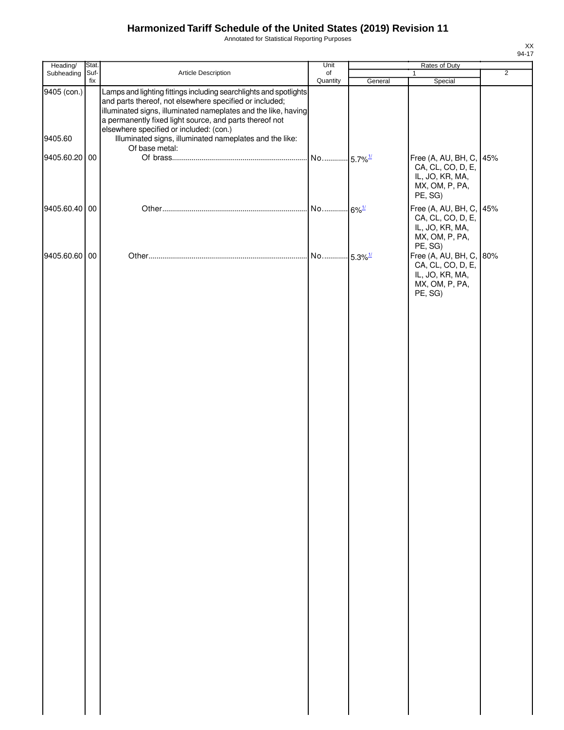# Harmonized Tariff Schedule of the United States (2019) Revision 11

Annotated for Statistical Reporting Purposes

| Heading/ Subheading | Stat. Suf- fix | Article Description | Unit of Quantity | Rates of Duty 1 General | Special | 2 |
|---|---|---|---|---|---|---|
| 9405 (con.) | | Lamps and lighting fittings including searchlights and spotlights and parts thereof, not elsewhere specified or included; illuminated signs, illuminated nameplates and the like, having a permanently fixed light source, and parts thereof not elsewhere specified or included: (con.) | | | | |
| 9405.60 | | Illuminated signs, illuminated nameplates and the like: | | | | |
| | | Of base metal: | | | | |
| 9405.60.20 | 00 | Of brass | No. | 5.7%[1/] | Free (A, AU, BH, C, CA, CL, CO, D, E, IL, JO, KR, MA, MX, OM, P, PA, PE, SG) | 45% |
| 9405.60.40 | 00 | Other | No. | 6%[1/] | Free (A, AU, BH, C, CA, CL, CO, D, E, IL, JO, KR, MA, MX, OM, P, PA, PE, SG) | 45% |
| 9405.60.60 | 00 | Other | No. | 5.3%[1/] | Free (A, AU, BH, C, CA, CL, CO, D, E, IL, JO, KR, MA, MX, OM, P, PA, PE, SG) | 80% |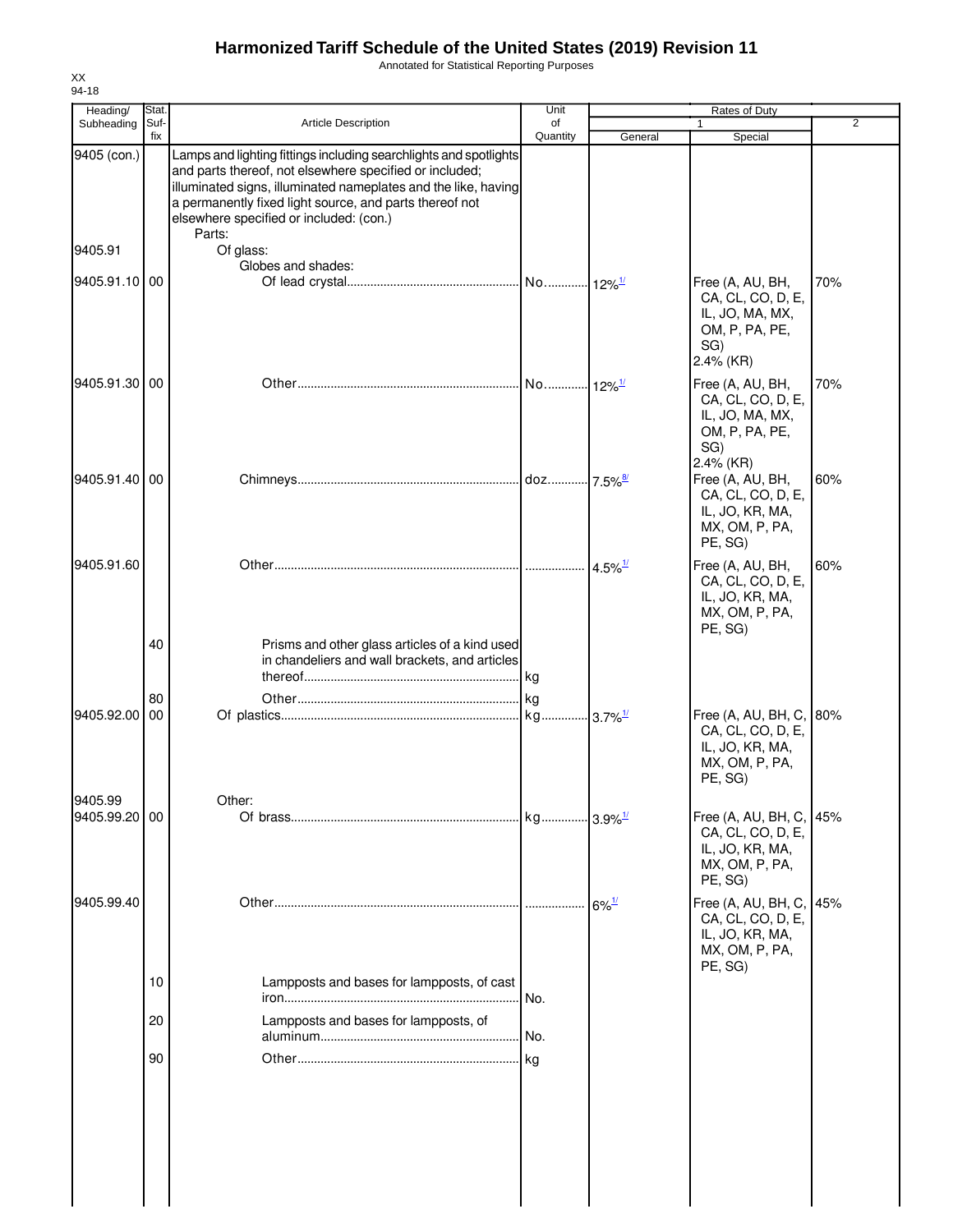# Harmonized Tariff Schedule of the United States (2019) Revision 11

Annotated for Statistical Reporting Purposes

XX
94-18

| Heading/ Subheading | Stat. Suf- fix | Article Description | Unit of Quantity | Rates of Duty 1 General | Special | 2 |
|---|---|---|---|---|---|---|
| 9405 (con.) | | Lamps and lighting fittings including searchlights and spotlights and parts thereof, not elsewhere specified or included; illuminated signs, illuminated nameplates and the like, having a permanently fixed light source, and parts thereof not elsewhere specified or included: (con.) | | | | |
| | | Parts: | | | | |
| 9405.91 | | Of glass: | | | | |
| | | Globes and shades: | | | | |
| 9405.91.10 | 00 | Of lead crystal | No. | 12%[1/] | Free (A, AU, BH, CA, CL, CO, D, E, IL, JO, MA, MX, OM, P, PA, PE, SG) 2.4% (KR) | 70% |
| 9405.91.30 | 00 | Other | No. | 12%[1/] | Free (A, AU, BH, CA, CL, CO, D, E, IL, JO, MA, MX, OM, P, PA, PE, SG) 2.4% (KR) | 70% |
| 9405.91.40 | 00 | Chimneys | doz. | 7.5%[8/] | Free (A, AU, BH, CA, CL, CO, D, E, IL, JO, KR, MA, MX, OM, P, PA, PE, SG) | 60% |
| 9405.91.60 | | Other | | 4.5%[1/] | Free (A, AU, BH, CA, CL, CO, D, E, IL, JO, KR, MA, MX, OM, P, PA, PE, SG) | 60% |
| | 40 | Prisms and other glass articles of a kind used in chandeliers and wall brackets, and articles thereof | kg | | | |
| | 80 | Other | kg | | | |
| 9405.92.00 | 00 | Of plastics | kg | 3.7%[1/] | Free (A, AU, BH, C, CA, CL, CO, D, E, IL, JO, KR, MA, MX, OM, P, PA, PE, SG) | 80% |
| 9405.99 | | Other: | | | | |
| 9405.99.20 | 00 | Of brass | kg | 3.9%[1/] | Free (A, AU, BH, C, CA, CL, CO, D, E, IL, JO, KR, MA, MX, OM, P, PA, PE, SG) | 45% |
| 9405.99.40 | | Other | | 6%[1/] | Free (A, AU, BH, C, CA, CL, CO, D, E, IL, JO, KR, MA, MX, OM, P, PA, PE, SG) | 45% |
| | 10 | Lampposts and bases for lampposts, of cast iron | No. | | | |
| | 20 | Lampposts and bases for lampposts, of aluminum | No. | | | |
| | 90 | Other | kg | | | |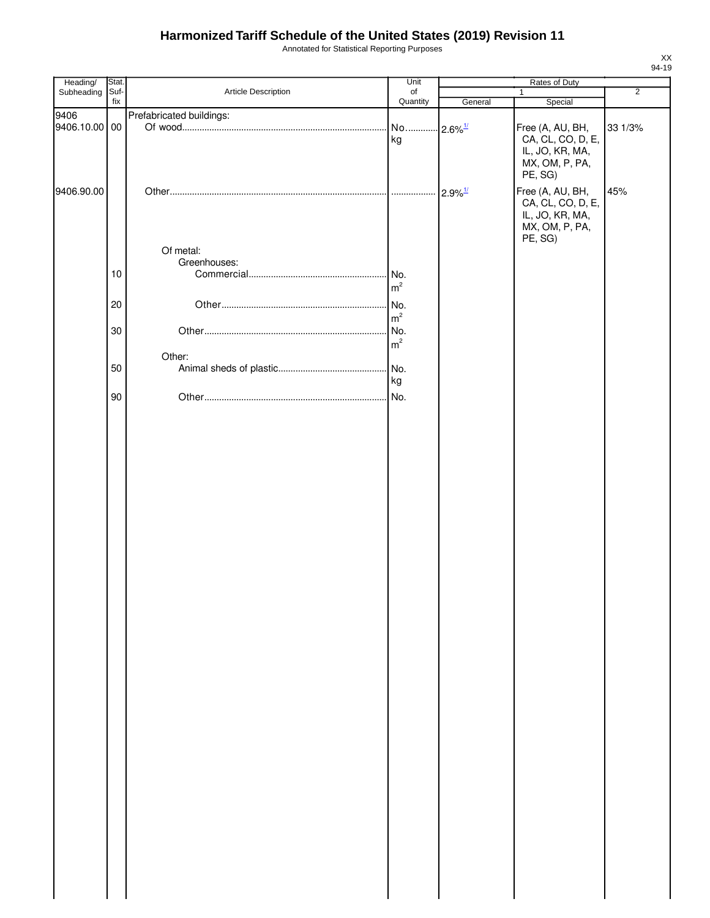# Harmonized Tariff Schedule of the United States (2019) Revision 11

Annotated for Statistical Reporting Purposes

| Heading/ Subheading | Stat. Suf- fix | Article Description | Unit of Quantity | Rates of Duty 1 General | Special | 2 |
|---|---|---|---|---|---|---|
| 9406 | | Prefabricated buildings: | | | | |
| 9406.10.00 | 00 | Of wood | No. kg | 2.6%[1/] | Free (A, AU, BH, CA, CL, CO, D, E, IL, JO, KR, MA, MX, OM, P, PA, PE, SG) | 33 1/3% |
| 9406.90.00 | | Other | | 2.9%[1/] | Free (A, AU, BH, CA, CL, CO, D, E, IL, JO, KR, MA, MX, OM, P, PA, PE, SG) | 45% |
| | | Of metal: | | | | |
| | | Greenhouses: | | | | |
| | 10 | Commercial | No. $m^2$ | | | |
| | 20 | Other | No. $m^2$ | | | |
| | 30 | Other | No. $m^2$ | | | |
| | | Other: | | | | |
| | 50 | Animal sheds of plastic | No. kg | | | |
| | 90 | Other | No. | | | |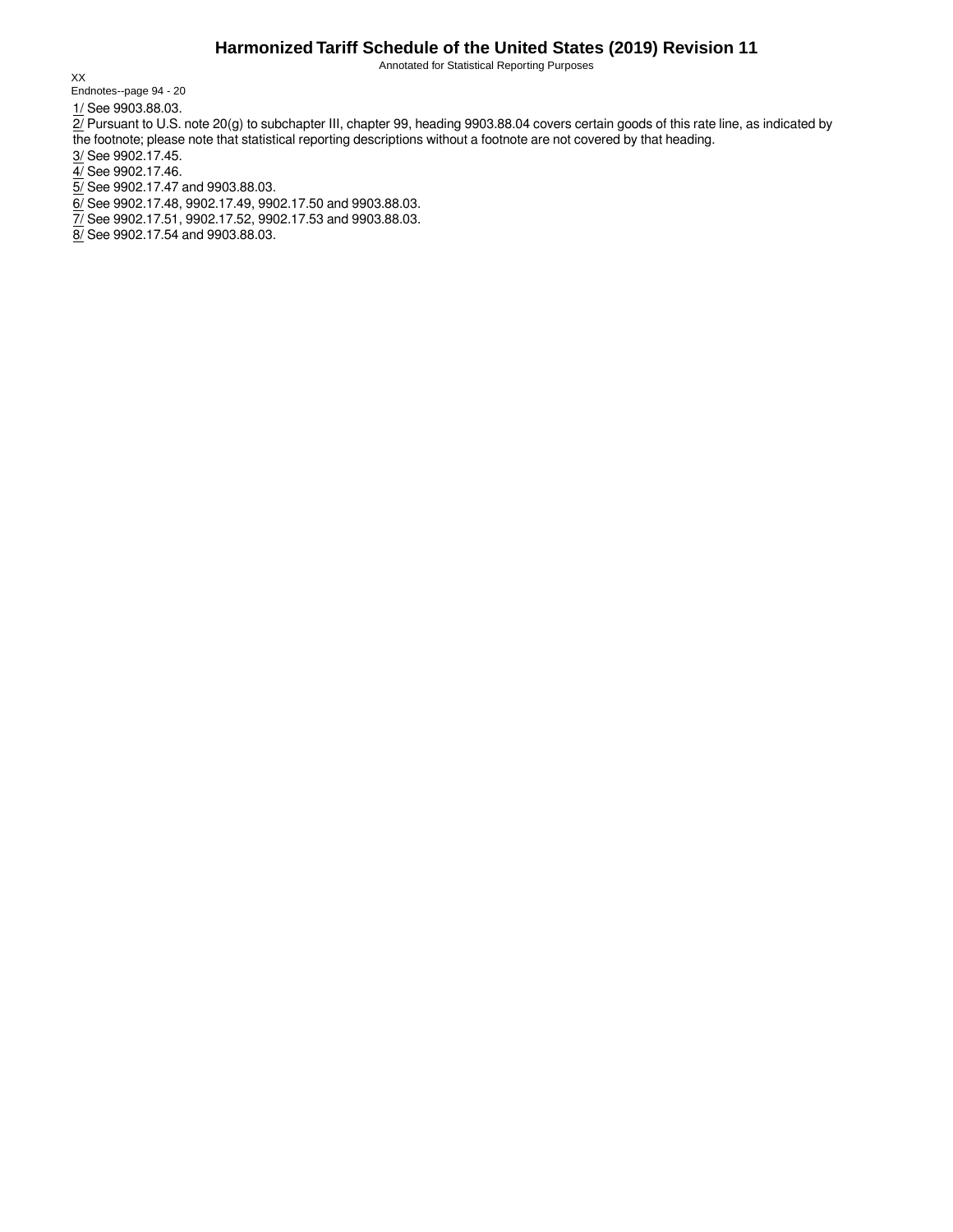XX

Endnotes--page 94 - 20

1/ See 9903.88.03.

2/ Pursuant to U.S. note 20(g) to subchapter III, chapter 99, heading 9903.88.04 covers certain goods of this rate line, as indicated by the footnote; please note that statistical reporting descriptions without a footnote are not covered by that heading.

3/ See 9902.17.45.

4/ See 9902.17.46.

5/ See 9902.17.47 and 9903.88.03.

6/ See 9902.17.48, 9902.17.49, 9902.17.50 and 9903.88.03.

7/ See 9902.17.51, 9902.17.52, 9902.17.53 and 9903.88.03.

8/ See 9902.17.54 and 9903.88.03.